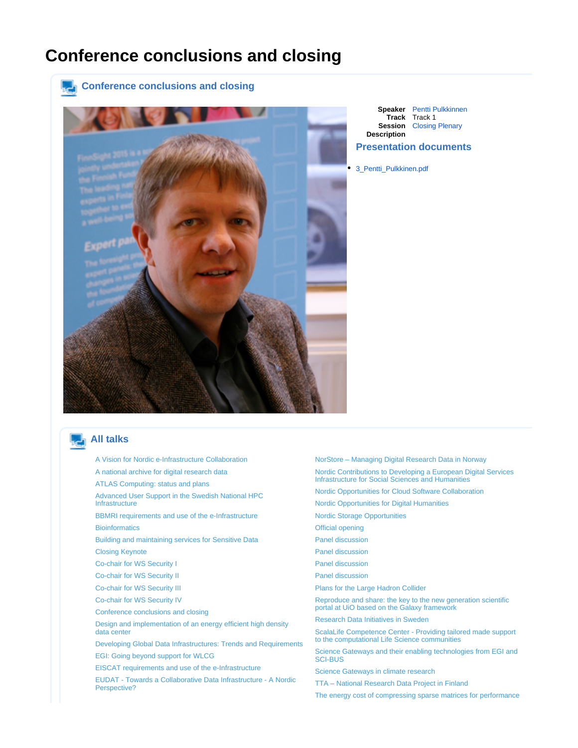# Conference conclusions and closing

## Conference conclusions and closing

**Speaker** Pentti Pulkkinnen
**Track** Track 1
**Session** Closing Plenary
**Description**

### Presentation documents

- 3_Pentti_Pulkkinen.pdf

## All talks

- A Vision for Nordic e-Infrastructure Collaboration
- A national archive for digital research data
- ATLAS Computing: status and plans
- Advanced User Support in the Swedish National HPC Infrastructure
- BBMRI requirements and use of the e-Infrastructure
- Bioinformatics
- Building and maintaining services for Sensitive Data
- Closing Keynote
- Co-chair for WS Security I
- Co-chair for WS Security II
- Co-chair for WS Security III
- Co-chair for WS Security IV
- Conference conclusions and closing
- Design and implementation of an energy efficient high density data center
- Developing Global Data Infrastructures: Trends and Requirements
- EGI: Going beyond support for WLCG
- EISCAT requirements and use of the e-Infrastructure
- EUDAT - Towards a Collaborative Data Infrastructure - A Nordic Perspective?
- NorStore – Managing Digital Research Data in Norway
- Nordic Contributions to Developing a European Digital Services Infrastructure for Social Sciences and Humanities
- Nordic Opportunities for Cloud Software Collaboration
- Nordic Opportunities for Digital Humanities
- Nordic Storage Opportunities
- Official opening
- Panel discussion
- Panel discussion
- Panel discussion
- Panel discussion
- Plans for the Large Hadron Collider
- Reproduce and share: the key to the new generation scientific portal at UiO based on the Galaxy framework
- Research Data Initiatives in Sweden
- ScalaLife Competence Center - Providing tailored made support to the computational Life Science communities
- Science Gateways and their enabling technologies from EGI and SCI-BUS
- Science Gateways in climate research
- TTA – National Research Data Project in Finland
- The energy cost of compressing sparse matrices for performance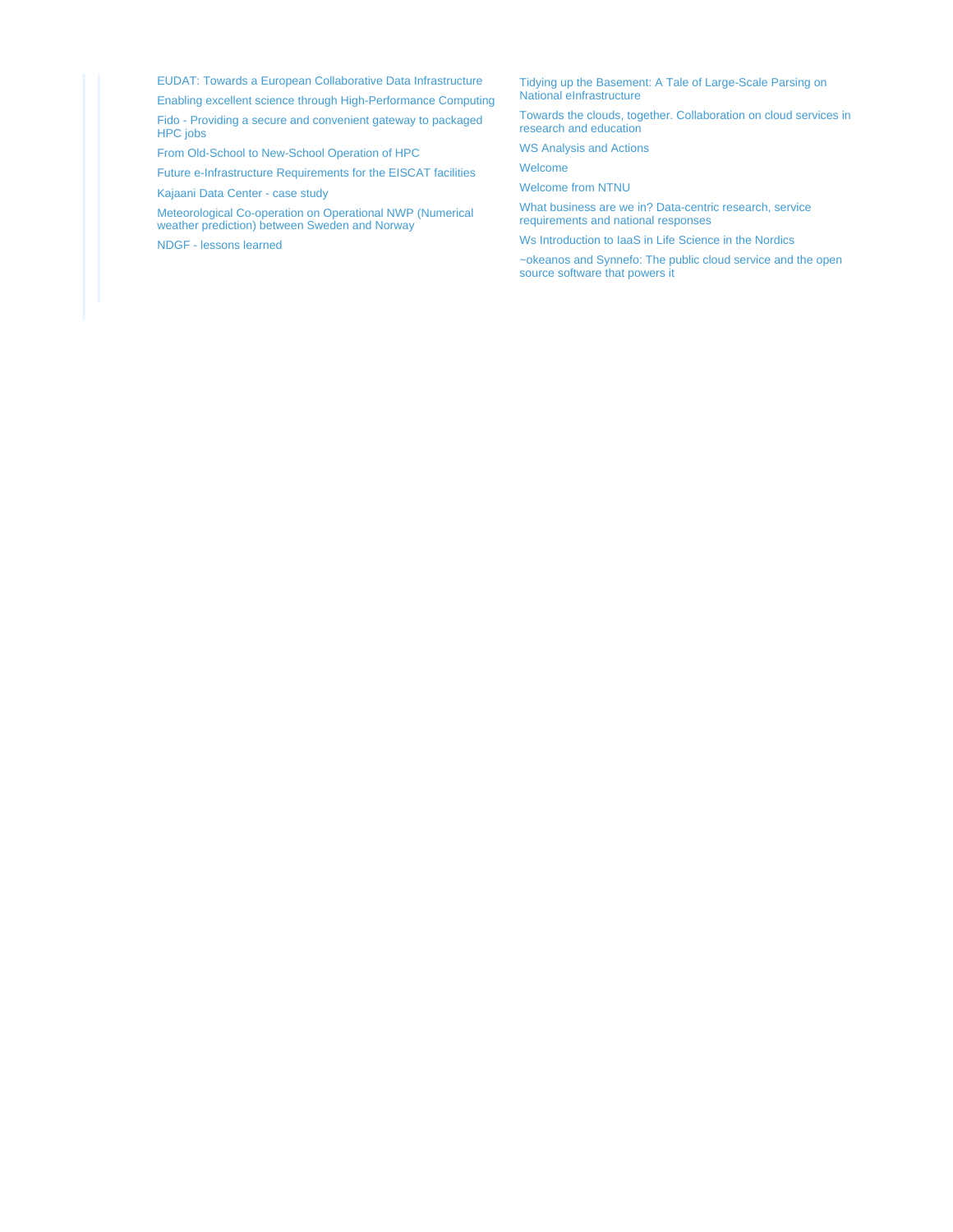- EUDAT: Towards a European Collaborative Data Infrastructure
- Enabling excellent science through High-Performance Computing
- Fido - Providing a secure and convenient gateway to packaged HPC jobs
- From Old-School to New-School Operation of HPC
- Future e-Infrastructure Requirements for the EISCAT facilities
- Kajaani Data Center - case study
- Meteorological Co-operation on Operational NWP (Numerical weather prediction) between Sweden and Norway
- NDGF - lessons learned
- Tidying up the Basement: A Tale of Large-Scale Parsing on National eInfrastructure
- Towards the clouds, together. Collaboration on cloud services in research and education
- WS Analysis and Actions
- Welcome
- Welcome from NTNU
- What business are we in? Data-centric research, service requirements and national responses
- Ws Introduction to IaaS in Life Science in the Nordics
- ~okeanos and Synnefo: The public cloud service and the open source software that powers it